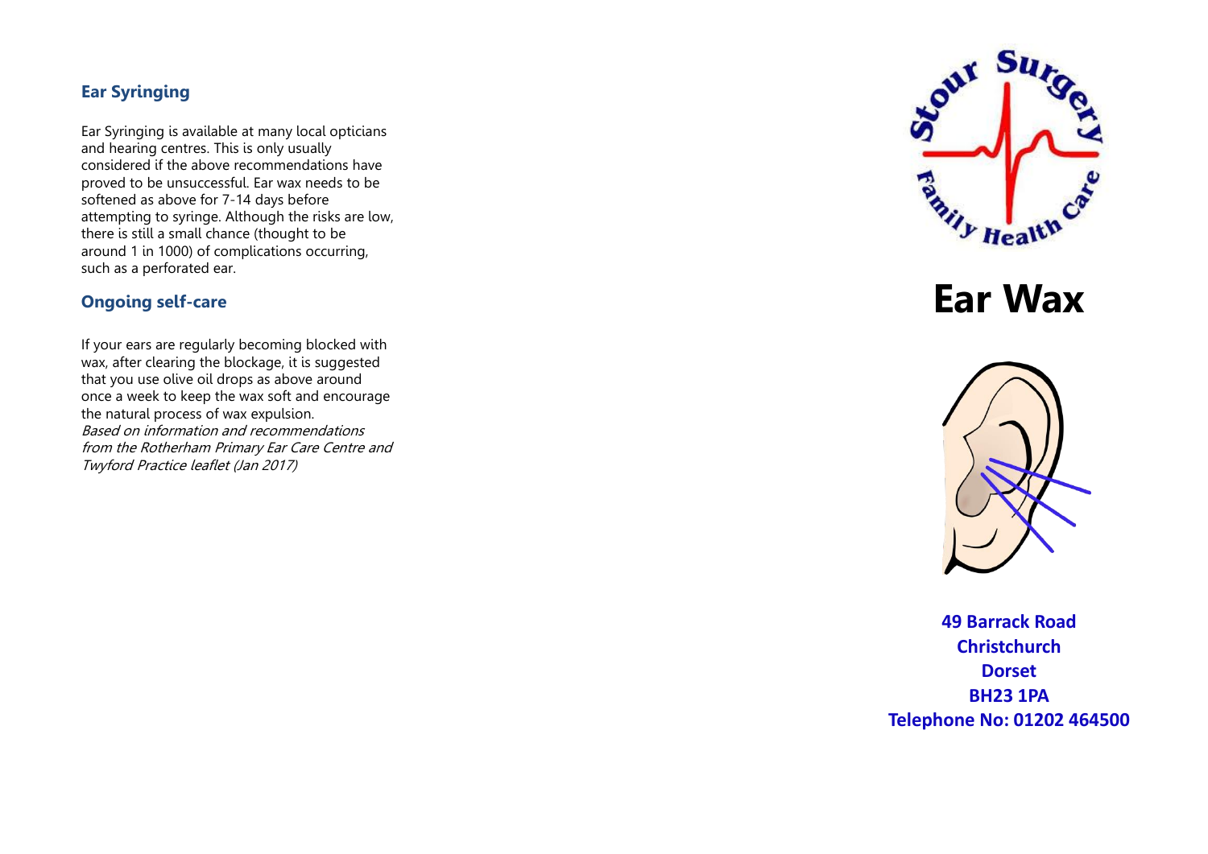## Ear Syringing

Ear Syringing is available at many local opticians and hearing centres. This is only usually considered if the above recommendations have proved to be unsuccessful. Ear wax needs to be softened as above for 7-14 days before attempting to syringe. Although the risks are low, there is still a small chance (thought to be around 1 in 1000) of complications occurring, such as a perforated ear.

## Ongoing self-care

If your ears are regularly becoming blocked with wax, after clearing the blockage, it is suggested that you use olive oil drops as above around once a week to keep the wax soft and encourage the natural process of wax expulsion.

*Based on information and recommendations from the Rotherham Primary Ear Care Centre and Twyford Practice leaflet (Jan 2017)*

Stour Surgery Family Health Care

# Ear Wax

**49 Barrack Road**
**Christchurch**
**Dorset**
**BH23 1PA**
**Telephone No: 01202 464500**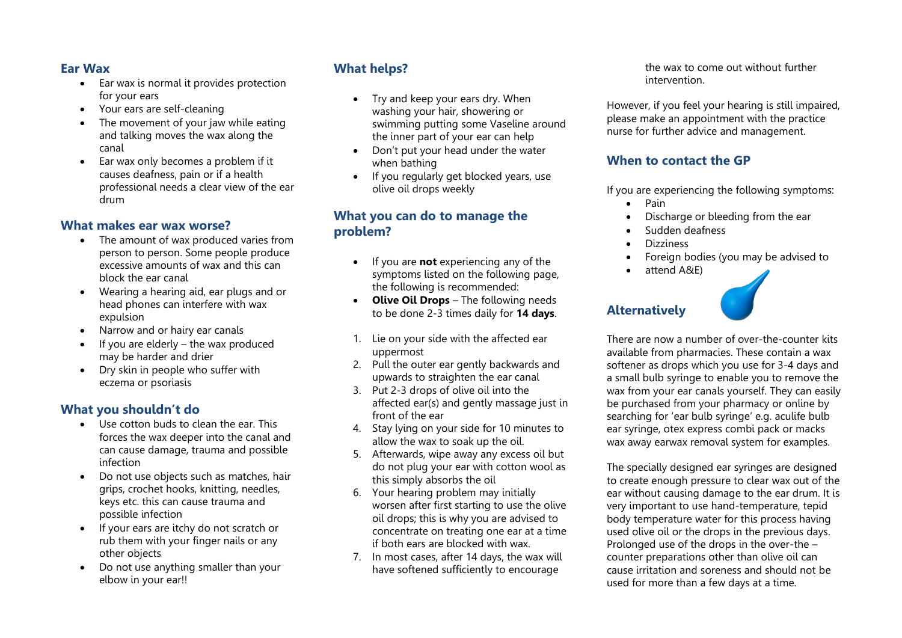## Ear Wax

- Ear wax is normal it provides protection for your ears
- Your ears are self-cleaning
- The movement of your jaw while eating and talking moves the wax along the canal
- Ear wax only becomes a problem if it causes deafness, pain or if a health professional needs a clear view of the ear drum

## What makes ear wax worse?

- The amount of wax produced varies from person to person. Some people produce excessive amounts of wax and this can block the ear canal
- Wearing a hearing aid, ear plugs and or head phones can interfere with wax expulsion
- Narrow and or hairy ear canals
- If you are elderly – the wax produced may be harder and drier
- Dry skin in people who suffer with eczema or psoriasis

## What you shouldn't do

- Use cotton buds to clean the ear. This forces the wax deeper into the canal and can cause damage, trauma and possible infection
- Do not use objects such as matches, hair grips, crochet hooks, knitting, needles, keys etc. this can cause trauma and possible infection
- If your ears are itchy do not scratch or rub them with your finger nails or any other objects
- Do not use anything smaller than your elbow in your ear!!

## What helps?

- Try and keep your ears dry. When washing your hair, showering or swimming putting some Vaseline around the inner part of your ear can help
- Don't put your head under the water when bathing
- If you regularly get blocked years, use olive oil drops weekly

## What you can do to manage the problem?

- If you are **not** experiencing any of the symptoms listed on the following page, the following is recommended:
- **Olive Oil Drops** – The following needs to be done 2-3 times daily for **14 days**.

1. Lie on your side with the affected ear uppermost
2. Pull the outer ear gently backwards and upwards to straighten the ear canal
3. Put 2-3 drops of olive oil into the affected ear(s) and gently massage just in front of the ear
4. Stay lying on your side for 10 minutes to allow the wax to soak up the oil.
5. Afterwards, wipe away any excess oil but do not plug your ear with cotton wool as this simply absorbs the oil
6. Your hearing problem may initially worsen after first starting to use the olive oil drops; this is why you are advised to concentrate on treating one ear at a time if both ears are blocked with wax.
7. In most cases, after 14 days, the wax will have softened sufficiently to encourage the wax to come out without further intervention.

However, if you feel your hearing is still impaired, please make an appointment with the practice nurse for further advice and management.

## When to contact the GP

If you are experiencing the following symptoms:

- Pain
- Discharge or bleeding from the ear
- Sudden deafness
- Dizziness
- Foreign bodies (you may be advised to
- attend A&E)

## Alternatively

There are now a number of over-the-counter kits available from pharmacies. These contain a wax softener as drops which you use for 3-4 days and a small bulb syringe to enable you to remove the wax from your ear canals yourself. They can easily be purchased from your pharmacy or online by searching for 'ear bulb syringe' e.g. aculife bulb ear syringe, otex express combi pack or macks wax away earwax removal system for examples.

The specially designed ear syringes are designed to create enough pressure to clear wax out of the ear without causing damage to the ear drum. It is very important to use hand-temperature, tepid body temperature water for this process having used olive oil or the drops in the previous days. Prolonged use of the drops in the over-the – counter preparations other than olive oil can cause irritation and soreness and should not be used for more than a few days at a time.